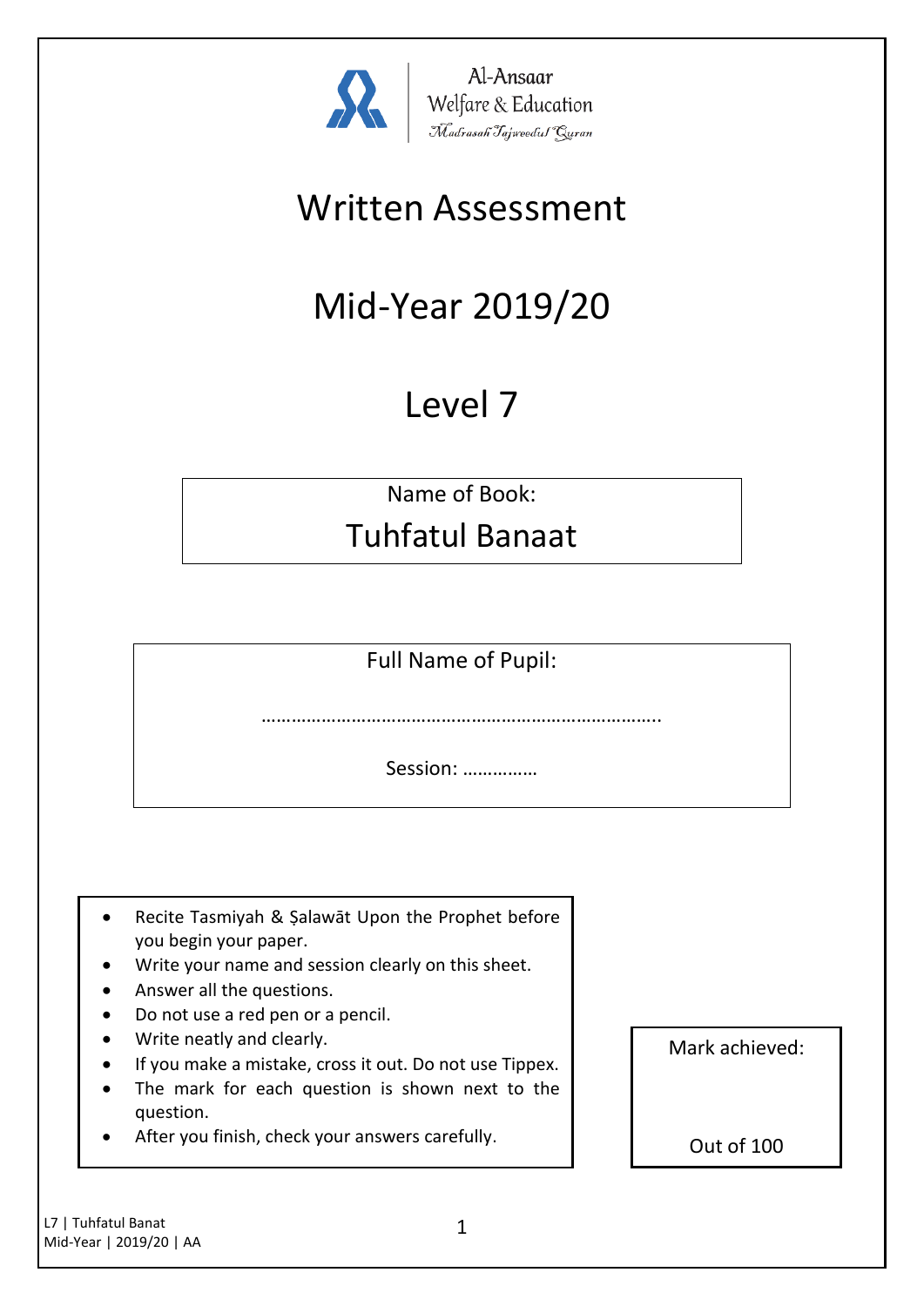Al-Ansaar
Welfare & Education
Madrasah Tajweedul Quran

# Written Assessment

# Mid-Year 2019/20

# Level 7

Name of Book:

## Tuhfatul Banaat

Full Name of Pupil:

…………………………………………………………………….

Session: ……………

- Recite Tasmiyah & Ṣalawāt Upon the Prophet before you begin your paper.
- Write your name and session clearly on this sheet.
- Answer all the questions.
- Do not use a red pen or a pencil.
- Write neatly and clearly.
- If you make a mistake, cross it out. Do not use Tippex.
- The mark for each question is shown next to the question.
- After you finish, check your answers carefully.

Mark achieved:

Out of 100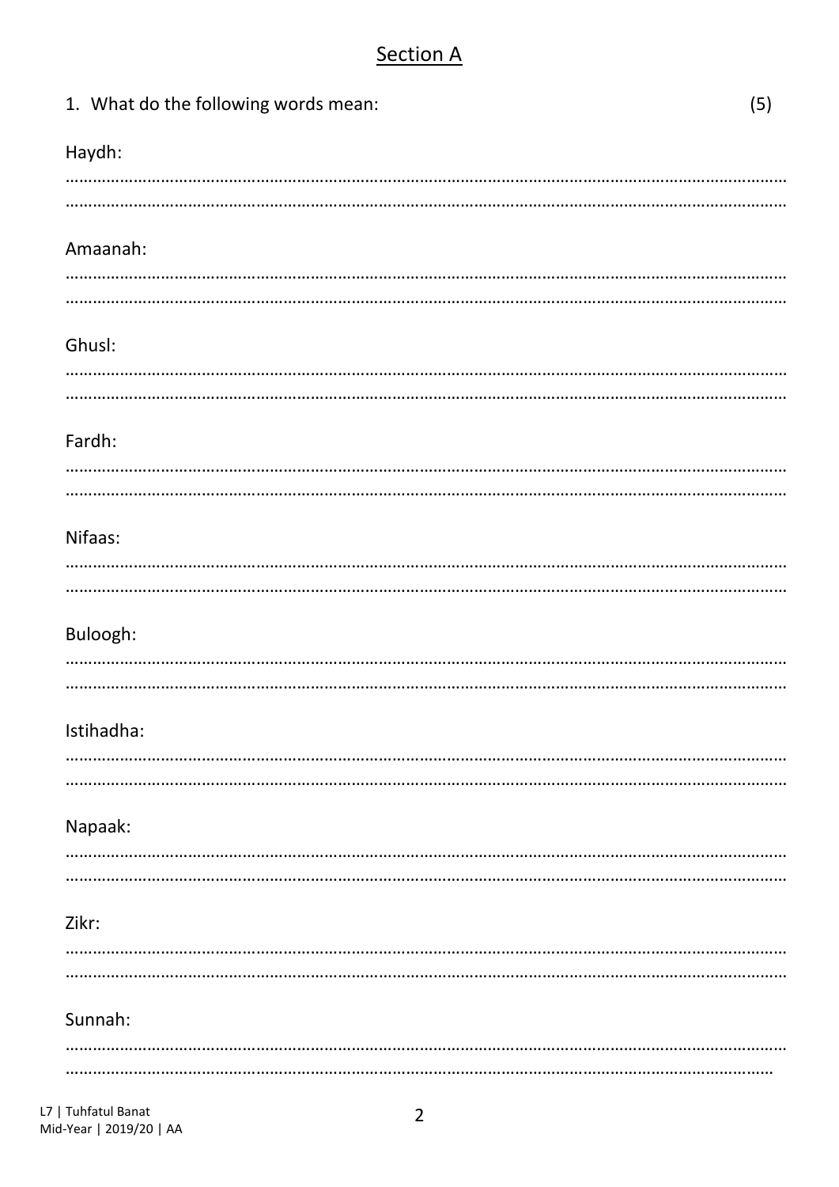## Section A

1. What do the following words mean: (5)

Haydh:

……………………………………………………………………………………………………………………………………………

……………………………………………………………………………………………………………………………………………

Amaanah:

……………………………………………………………………………………………………………………………………………

……………………………………………………………………………………………………………………………………………

Ghusl:

……………………………………………………………………………………………………………………………………………

……………………………………………………………………………………………………………………………………………

Fardh:

……………………………………………………………………………………………………………………………………………

……………………………………………………………………………………………………………………………………………

Nifaas:

……………………………………………………………………………………………………………………………………………

……………………………………………………………………………………………………………………………………………

Buloogh:

……………………………………………………………………………………………………………………………………………

……………………………………………………………………………………………………………………………………………

Istihadha:

……………………………………………………………………………………………………………………………………………

……………………………………………………………………………………………………………………………………………

Napaak:

……………………………………………………………………………………………………………………………………………

……………………………………………………………………………………………………………………………………………

Zikr:

……………………………………………………………………………………………………………………………………………

……………………………………………………………………………………………………………………………………………

Sunnah:

……………………………………………………………………………………………………………………………………………

……………………………………………………………………………………………………………………………………………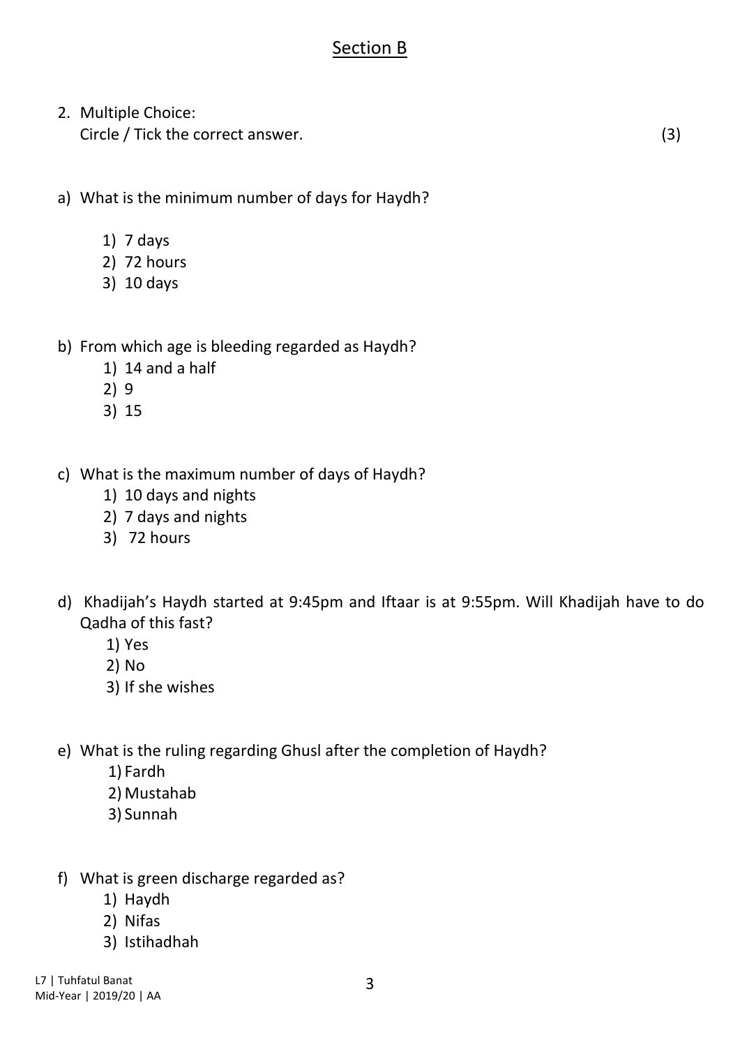## Section B

2. Multiple Choice:
   Circle / Tick the correct answer. (3)

a) What is the minimum number of days for Haydh?

   1) 7 days
   2) 72 hours
   3) 10 days

b) From which age is bleeding regarded as Haydh?

   1) 14 and a half
   2) 9
   3) 15

c) What is the maximum number of days of Haydh?

   1) 10 days and nights
   2) 7 days and nights
   3) 72 hours

d) Khadijah's Haydh started at 9:45pm and Iftaar is at 9:55pm. Will Khadijah have to do Qadha of this fast?

   1) Yes
   2) No
   3) If she wishes

e) What is the ruling regarding Ghusl after the completion of Haydh?

   1) Fardh
   2) Mustahab
   3) Sunnah

f) What is green discharge regarded as?

   1) Haydh
   2) Nifas
   3) Istihadhah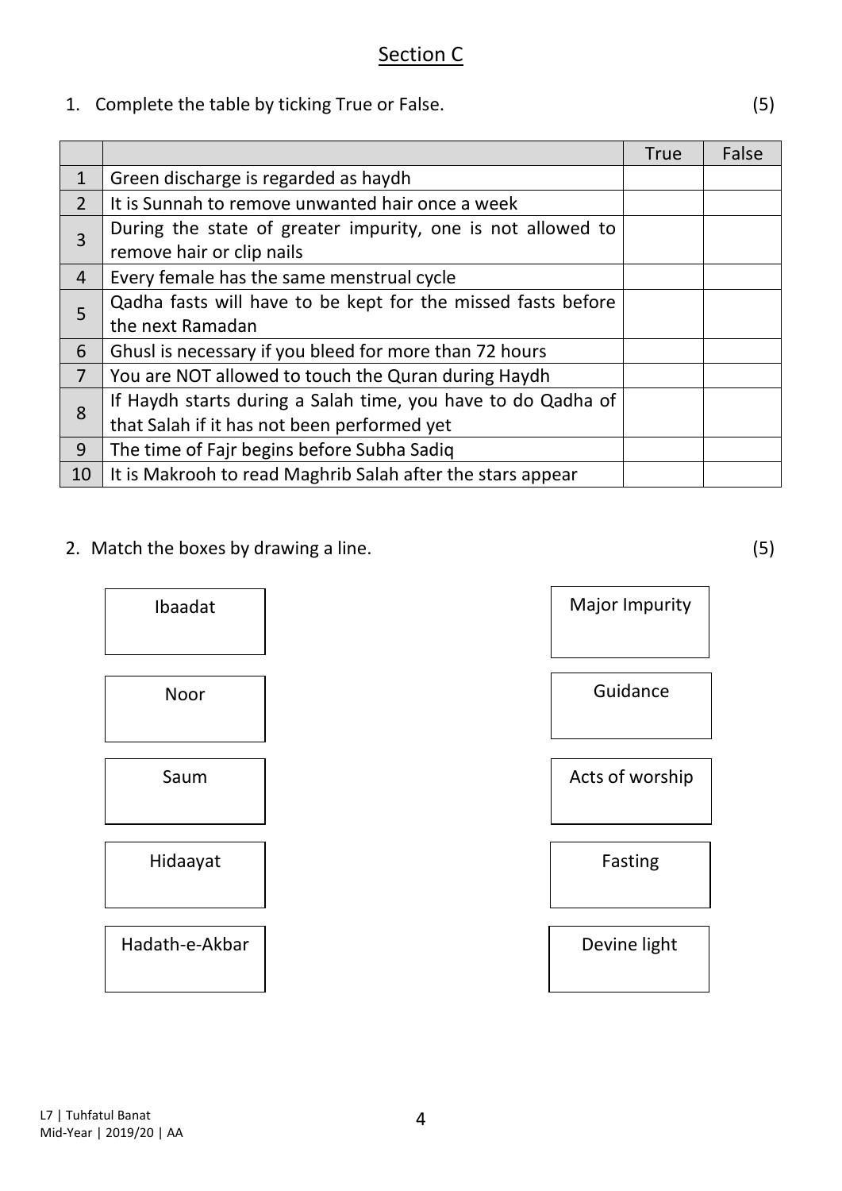## Section C

1. Complete the table by ticking True or False. (5)

| | | True | False |
|---|---|---|---|
| 1 | Green discharge is regarded as haydh | | |
| 2 | It is Sunnah to remove unwanted hair once a week | | |
| 3 | During the state of greater impurity, one is not allowed to remove hair or clip nails | | |
| 4 | Every female has the same menstrual cycle | | |
| 5 | Qadha fasts will have to be kept for the missed fasts before the next Ramadan | | |
| 6 | Ghusl is necessary if you bleed for more than 72 hours | | |
| 7 | You are NOT allowed to touch the Quran during Haydh | | |
| 8 | If Haydh starts during a Salah time, you have to do Qadha of that Salah if it has not been performed yet | | |
| 9 | The time of Fajr begins before Subha Sadiq | | |
| 10 | It is Makrooh to read Maghrib Salah after the stars appear | | |

2. Match the boxes by drawing a line. (5)

| | |
|---|---|
| Ibaadat | Major Impurity |
| Noor | Guidance |
| Saum | Acts of worship |
| Hidaayat | Fasting |
| Hadath-e-Akbar | Devine light |

L7 | Tuhfatul Banat
Mid-Year | 2019/20 | AA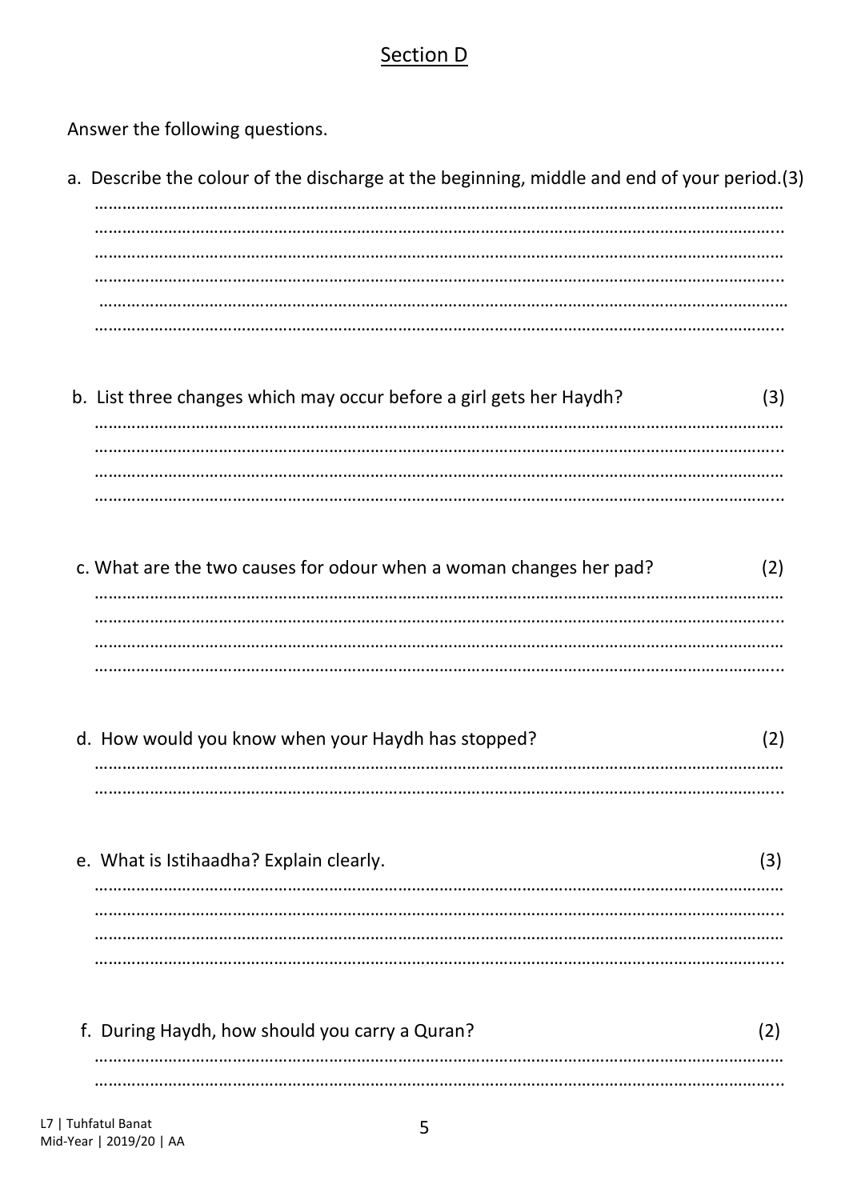## Section D

Answer the following questions.

a. Describe the colour of the discharge at the beginning, middle and end of your period.(3)

……………………………………………………………………………………………………………………………………
……………………………………………………………………………………………………………………………………
……………………………………………………………………………………………………………………………………
……………………………………………………………………………………………………………………………………
……………………………………………………………………………………………………………………………………
……………………………………………………………………………………………………………………………………

b. List three changes which may occur before a girl gets her Haydh? (3)

……………………………………………………………………………………………………………………………………
……………………………………………………………………………………………………………………………………
……………………………………………………………………………………………………………………………………
……………………………………………………………………………………………………………………………………

c. What are the two causes for odour when a woman changes her pad? (2)

……………………………………………………………………………………………………………………………………
……………………………………………………………………………………………………………………………………
……………………………………………………………………………………………………………………………………
……………………………………………………………………………………………………………………………………

d. How would you know when your Haydh has stopped? (2)

……………………………………………………………………………………………………………………………………
……………………………………………………………………………………………………………………………………

e. What is Istihaadha? Explain clearly. (3)

……………………………………………………………………………………………………………………………………
……………………………………………………………………………………………………………………………………
……………………………………………………………………………………………………………………………………
……………………………………………………………………………………………………………………………………

f. During Haydh, how should you carry a Quran? (2)

……………………………………………………………………………………………………………………………………
……………………………………………………………………………………………………………………………………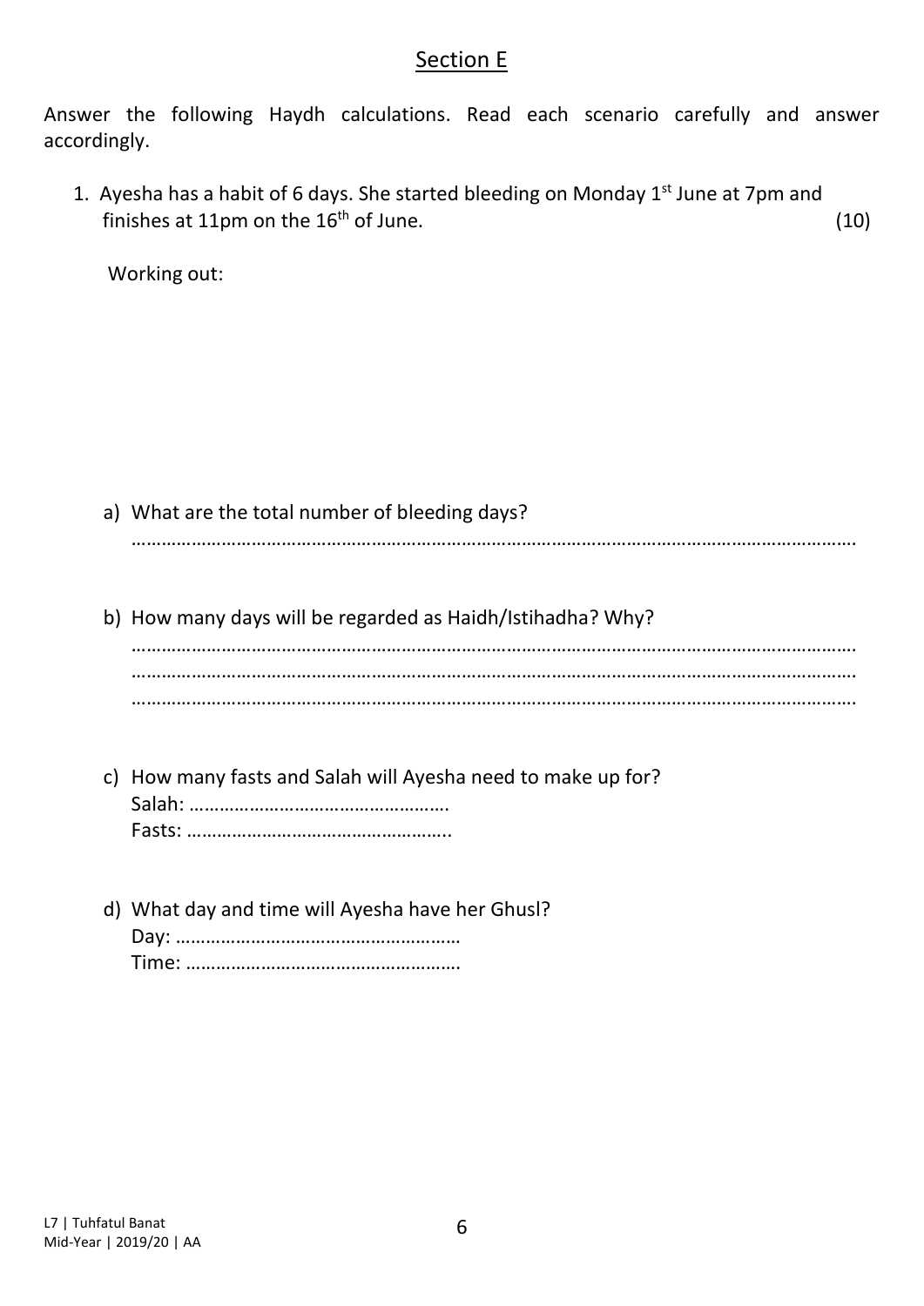## Section E

Answer the following Haydh calculations. Read each scenario carefully and answer accordingly.

1. Ayesha has a habit of 6 days. She started bleeding on Monday 1st June at 7pm and finishes at 11pm on the 16th of June. (10)

   Working out:

   a) What are the total number of bleeding days?

   ……………………………………………………………………………………………………………………………

   b) How many days will be regarded as Haidh/Istihadha? Why?

   ……………………………………………………………………………………………………………………………
   ……………………………………………………………………………………………………………………………
   ……………………………………………………………………………………………………………………………

   c) How many fasts and Salah will Ayesha need to make up for?

   Salah: ……………………………………………

   Fasts: ……………………………………………..

   d) What day and time will Ayesha have her Ghusl?

   Day: …………………………………………………

   Time: ………………………………………………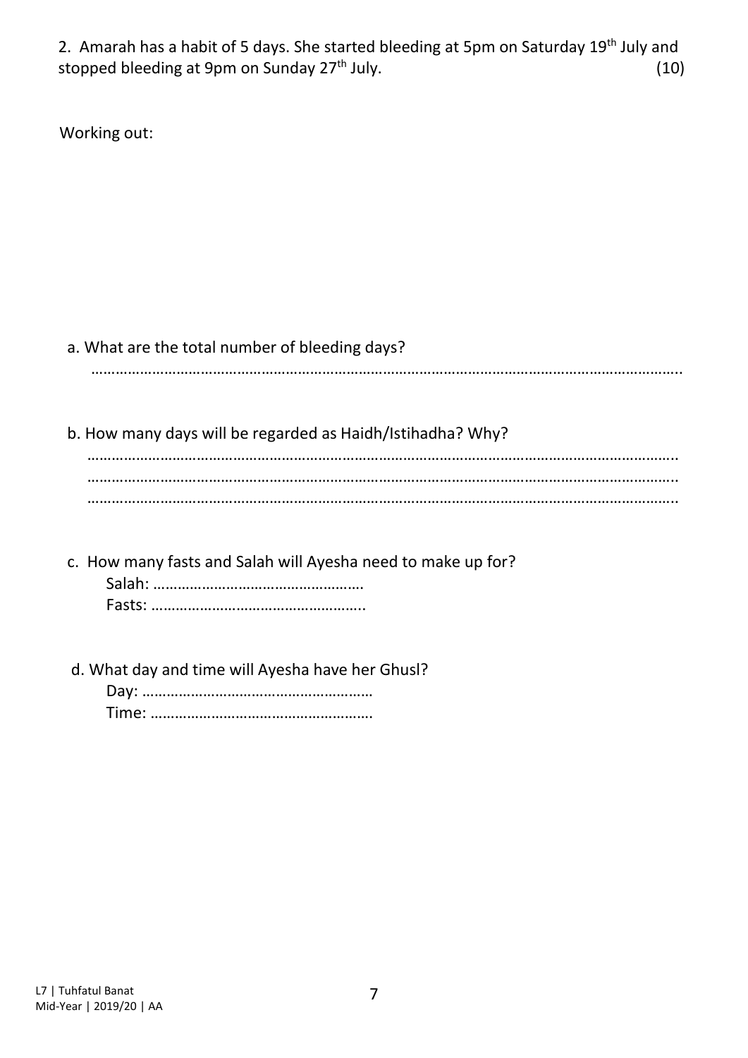2. Amarah has a habit of 5 days. She started bleeding at 5pm on Saturday 19th July and stopped bleeding at 9pm on Sunday 27th July. (10)

Working out:

a. What are the total number of bleeding days?

………………………………………………………………………………………………………………………………

b. How many days will be regarded as Haidh/Istihadha? Why?

………………………………………………………………………………………………………………………………
………………………………………………………………………………………………………………………………
………………………………………………………………………………………………………………………………

c. How many fasts and Salah will Ayesha need to make up for?

Salah: ……………………………………………

Fasts: ……………………………………………

d. What day and time will Ayesha have her Ghusl?

Day: ……………………………………………

Time: ……………………………………………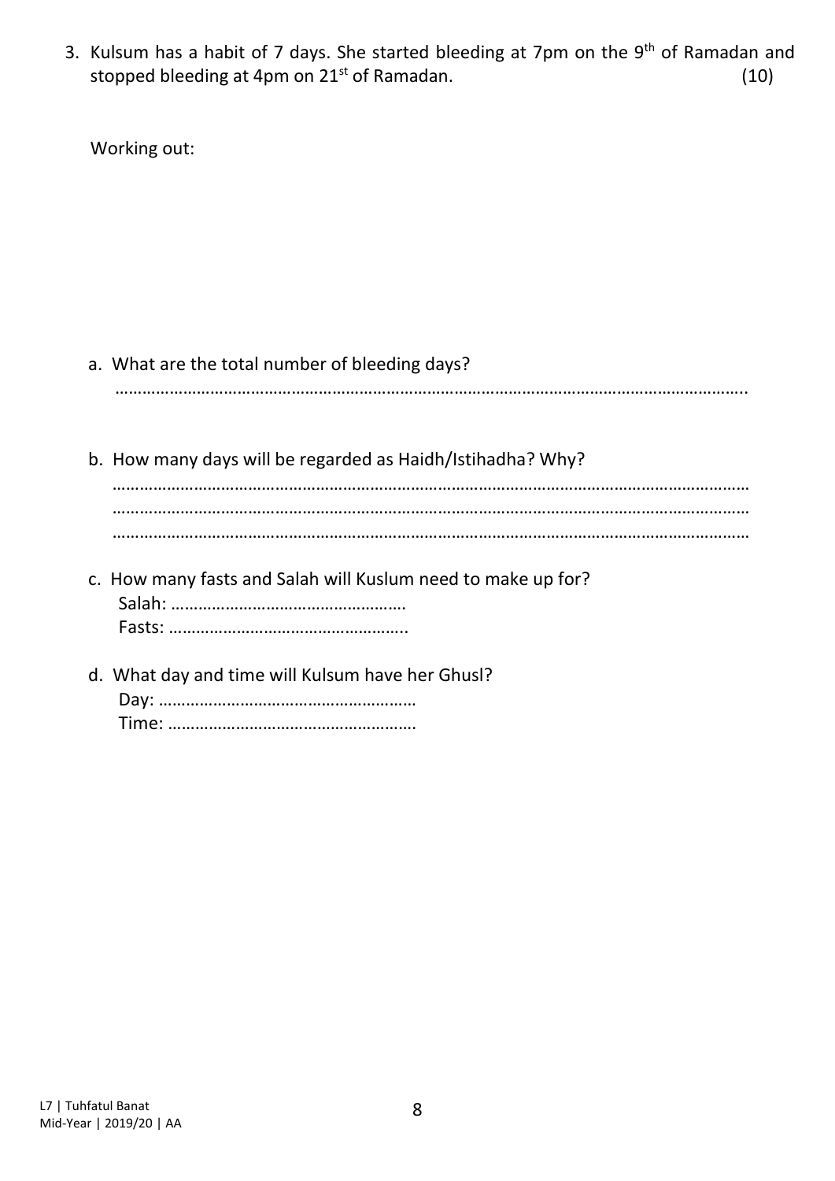3. Kulsum has a habit of 7 days. She started bleeding at 7pm on the 9th of Ramadan and stopped bleeding at 4pm on 21st of Ramadan. (10)

Working out:

a. What are the total number of bleeding days?

………………………………………………………………………………………………………………………..

b. How many days will be regarded as Haidh/Istihadha? Why?

……………………………………………………………………………………………………………………………
……………………………………………………………………………………………………………………………
……………………………………………………………………………………………………………………………

c. How many fasts and Salah will Kuslum need to make up for?

Salah: …………………………………………….

Fasts: ……………………………………………..

d. What day and time will Kulsum have her Ghusl?

Day: …………………………………………………

Time: ……………………………………………….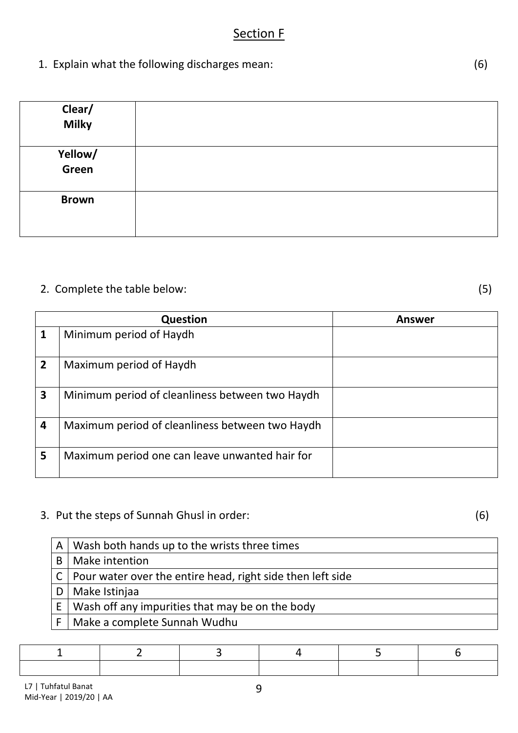## Section F

1. Explain what the following discharges mean: (6)

| | |
|---|---|
| **Clear/ Milky** | |
| **Yellow/ Green** | |
| **Brown** | |

2. Complete the table below: (5)

| | Question | Answer |
|---|---|---|
| **1** | Minimum period of Haydh | |
| **2** | Maximum period of Haydh | |
| **3** | Minimum period of cleanliness between two Haydh | |
| **4** | Maximum period of cleanliness between two Haydh | |
| **5** | Maximum period one can leave unwanted hair for | |

3. Put the steps of Sunnah Ghusl in order: (6)

| | |
|---|---|
| A | Wash both hands up to the wrists three times |
| B | Make intention |
| C | Pour water over the entire head, right side then left side |
| D | Make Istinjaa |
| E | Wash off any impurities that may be on the body |
| F | Make a complete Sunnah Wudhu |

| 1 | 2 | 3 | 4 | 5 | 6 |
|---|---|---|---|---|---|
| | | | | | |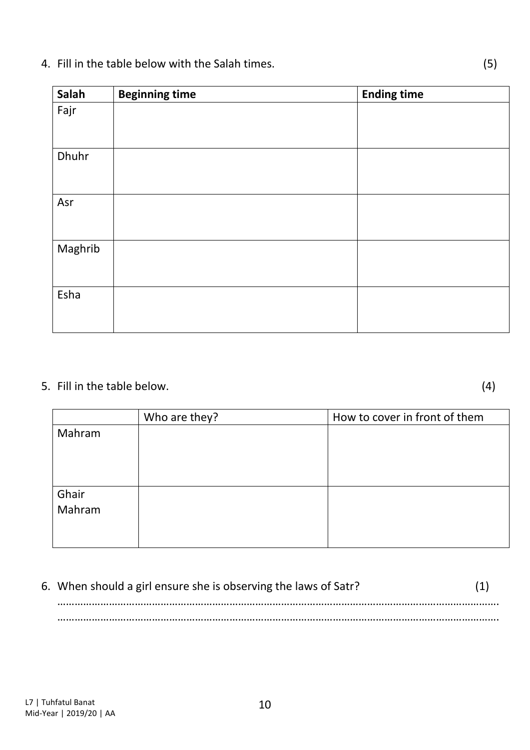4. Fill in the table below with the Salah times. (5)

| Salah | Beginning time | Ending time |
|---|---|---|
| Fajr | | |
| Dhuhr | | |
| Asr | | |
| Maghrib | | |
| Esha | | |

5. Fill in the table below. (4)

| | Who are they? | How to cover in front of them |
|---|---|---|
| Mahram | | |
| Ghair Mahram | | |

6. When should a girl ensure she is observing the laws of Satr? (1)

…………………………………………………………………………………………………………………………………………

…………………………………………………………………………………………………………………………………………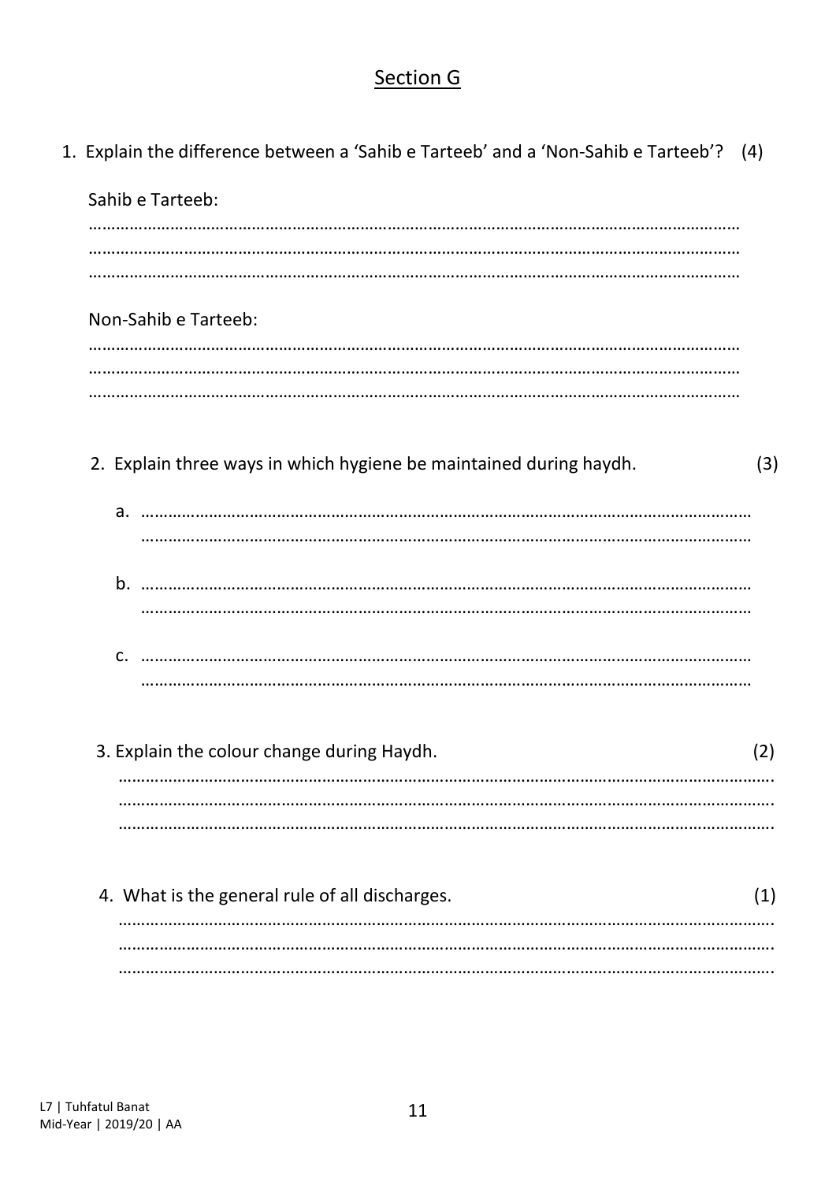## Section G

1. Explain the difference between a 'Sahib e Tarteeb' and a 'Non-Sahib e Tarteeb'? (4)

Sahib e Tarteeb:

……………………………………………………………………………………………………………………………
……………………………………………………………………………………………………………………………
……………………………………………………………………………………………………………………………

Non-Sahib e Tarteeb:

……………………………………………………………………………………………………………………………
……………………………………………………………………………………………………………………………
……………………………………………………………………………………………………………………………

2. Explain three ways in which hygiene be maintained during haydh. (3)

a. ………………………………………………………………………………………………………………………
………………………………………………………………………………………………………………………

b. ………………………………………………………………………………………………………………………
………………………………………………………………………………………………………………………

c. ………………………………………………………………………………………………………………………
………………………………………………………………………………………………………………………

3. Explain the colour change during Haydh. (2)

……………………………………………………………………………………………………………………………
……………………………………………………………………………………………………………………………
……………………………………………………………………………………………………………………………

4. What is the general rule of all discharges. (1)

……………………………………………………………………………………………………………………………
……………………………………………………………………………………………………………………………
……………………………………………………………………………………………………………………………